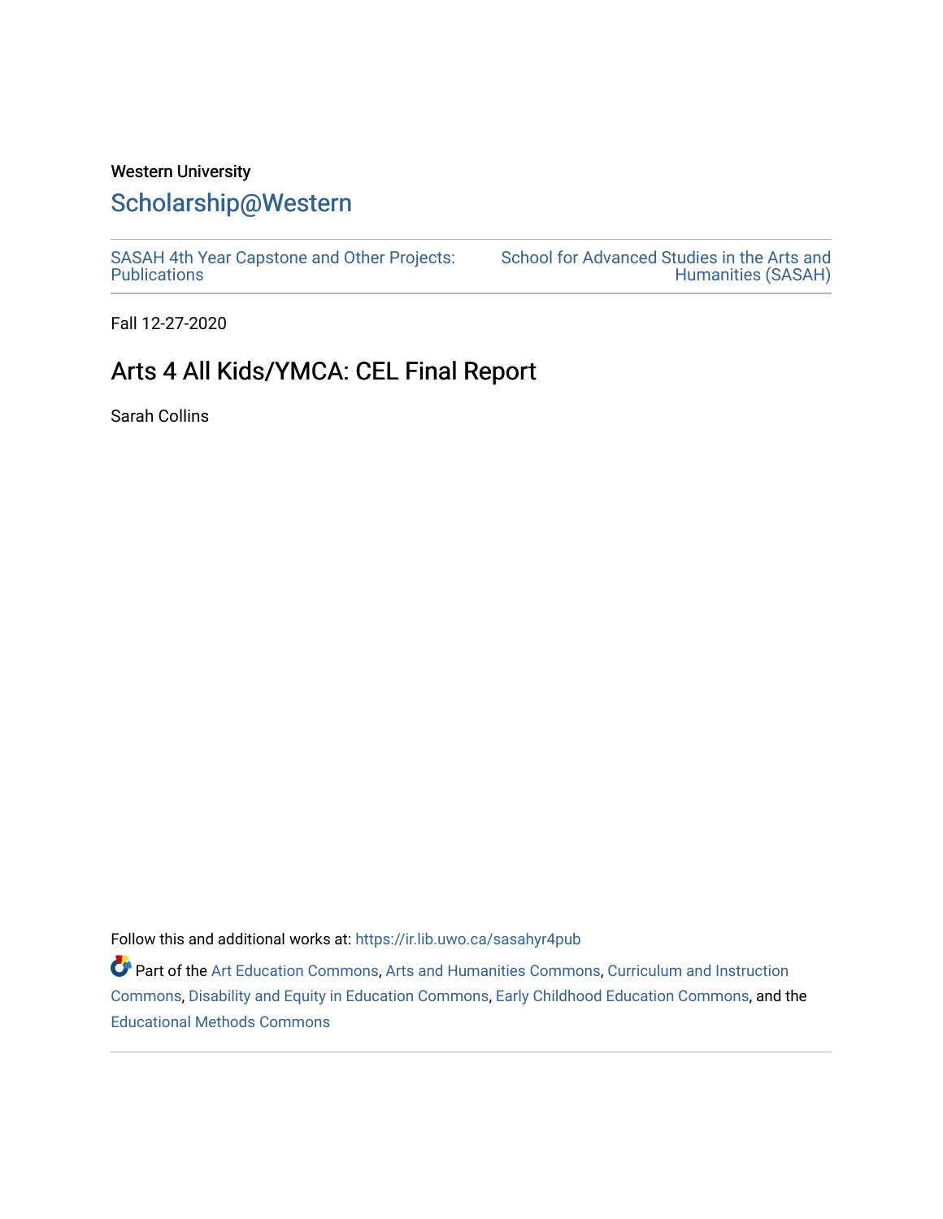Western University

# Scholarship@Western

SASAH 4th Year Capstone and Other Projects: Publications

School for Advanced Studies in the Arts and Humanities (SASAH)

Fall 12-27-2020

## Arts 4 All Kids/YMCA: CEL Final Report

Sarah Collins

Follow this and additional works at: https://ir.lib.uwo.ca/sasahyr4pub

Part of the Art Education Commons, Arts and Humanities Commons, Curriculum and Instruction Commons, Disability and Equity in Education Commons, Early Childhood Education Commons, and the Educational Methods Commons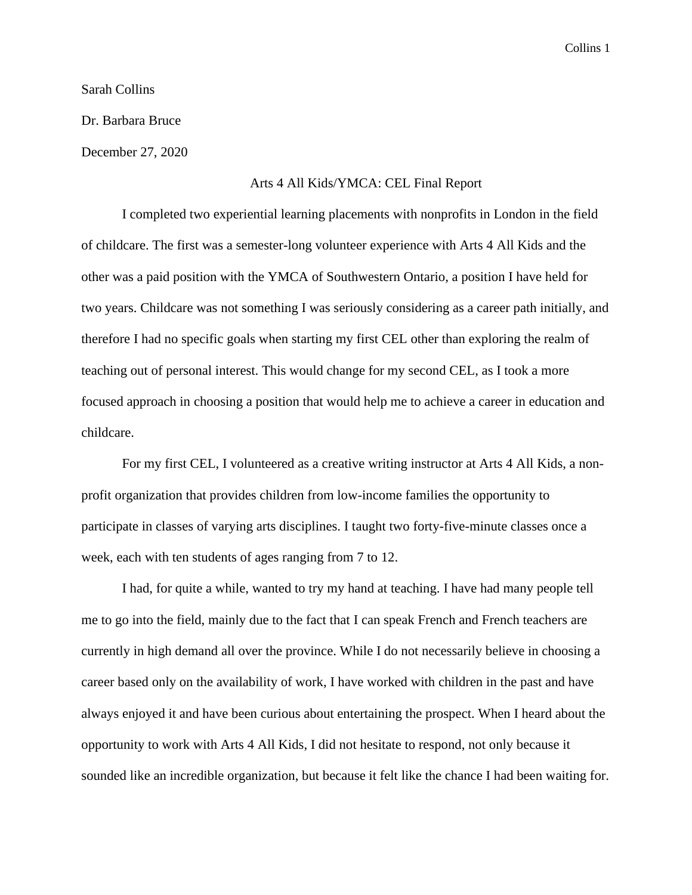Sarah Collins

Dr. Barbara Bruce

December 27, 2020

# Arts 4 All Kids/YMCA: CEL Final Report

I completed two experiential learning placements with nonprofits in London in the field of childcare. The first was a semester-long volunteer experience with Arts 4 All Kids and the other was a paid position with the YMCA of Southwestern Ontario, a position I have held for two years. Childcare was not something I was seriously considering as a career path initially, and therefore I had no specific goals when starting my first CEL other than exploring the realm of teaching out of personal interest. This would change for my second CEL, as I took a more focused approach in choosing a position that would help me to achieve a career in education and childcare.

For my first CEL, I volunteered as a creative writing instructor at Arts 4 All Kids, a non-profit organization that provides children from low-income families the opportunity to participate in classes of varying arts disciplines. I taught two forty-five-minute classes once a week, each with ten students of ages ranging from 7 to 12.

I had, for quite a while, wanted to try my hand at teaching. I have had many people tell me to go into the field, mainly due to the fact that I can speak French and French teachers are currently in high demand all over the province. While I do not necessarily believe in choosing a career based only on the availability of work, I have worked with children in the past and have always enjoyed it and have been curious about entertaining the prospect. When I heard about the opportunity to work with Arts 4 All Kids, I did not hesitate to respond, not only because it sounded like an incredible organization, but because it felt like the chance I had been waiting for.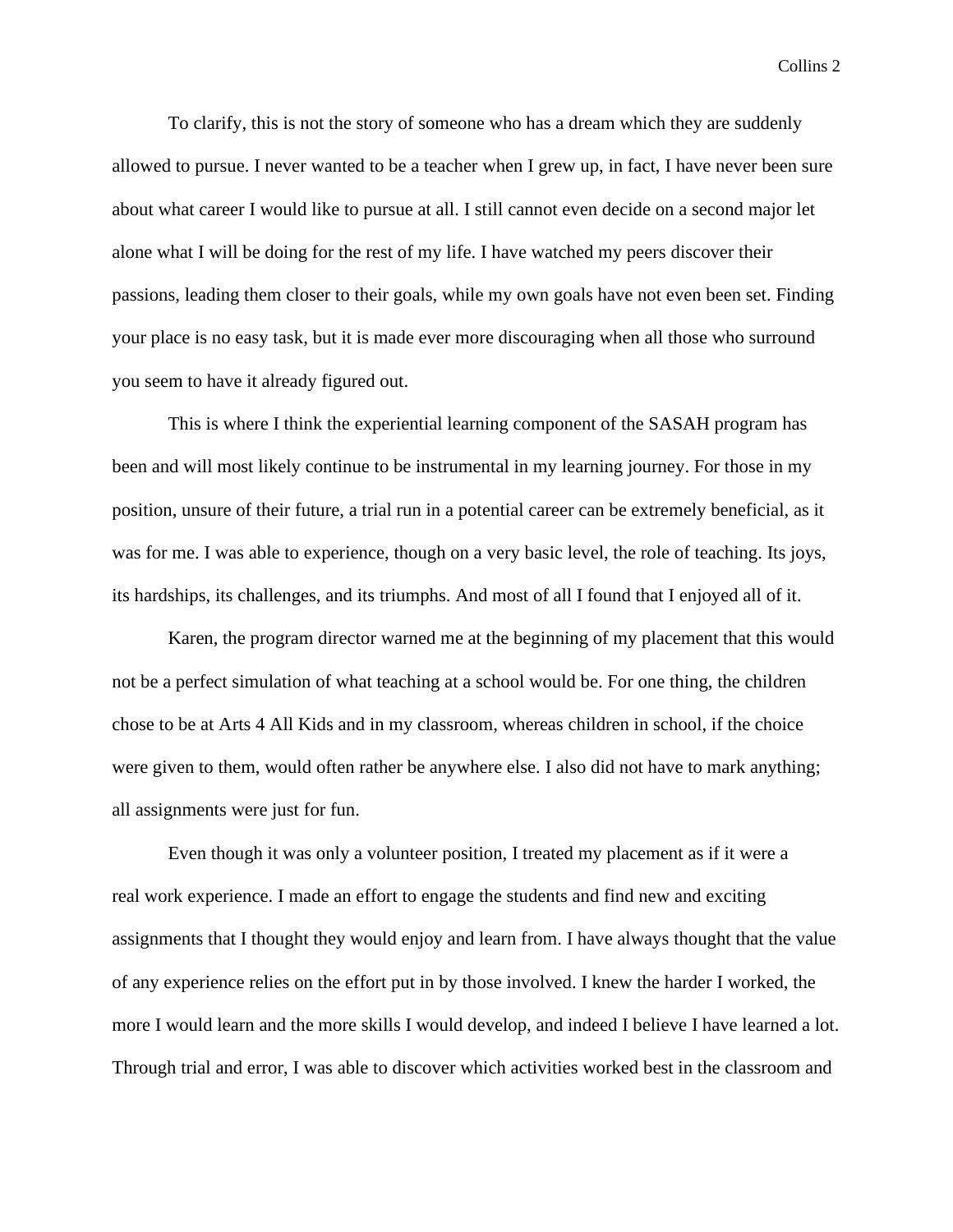To clarify, this is not the story of someone who has a dream which they are suddenly allowed to pursue. I never wanted to be a teacher when I grew up, in fact, I have never been sure about what career I would like to pursue at all. I still cannot even decide on a second major let alone what I will be doing for the rest of my life. I have watched my peers discover their passions, leading them closer to their goals, while my own goals have not even been set. Finding your place is no easy task, but it is made ever more discouraging when all those who surround you seem to have it already figured out.

This is where I think the experiential learning component of the SASAH program has been and will most likely continue to be instrumental in my learning journey. For those in my position, unsure of their future, a trial run in a potential career can be extremely beneficial, as it was for me. I was able to experience, though on a very basic level, the role of teaching. Its joys, its hardships, its challenges, and its triumphs. And most of all I found that I enjoyed all of it.

Karen, the program director warned me at the beginning of my placement that this would not be a perfect simulation of what teaching at a school would be. For one thing, the children chose to be at Arts 4 All Kids and in my classroom, whereas children in school, if the choice were given to them, would often rather be anywhere else. I also did not have to mark anything; all assignments were just for fun.

Even though it was only a volunteer position, I treated my placement as if it were a real work experience. I made an effort to engage the students and find new and exciting assignments that I thought they would enjoy and learn from. I have always thought that the value of any experience relies on the effort put in by those involved. I knew the harder I worked, the more I would learn and the more skills I would develop, and indeed I believe I have learned a lot. Through trial and error, I was able to discover which activities worked best in the classroom and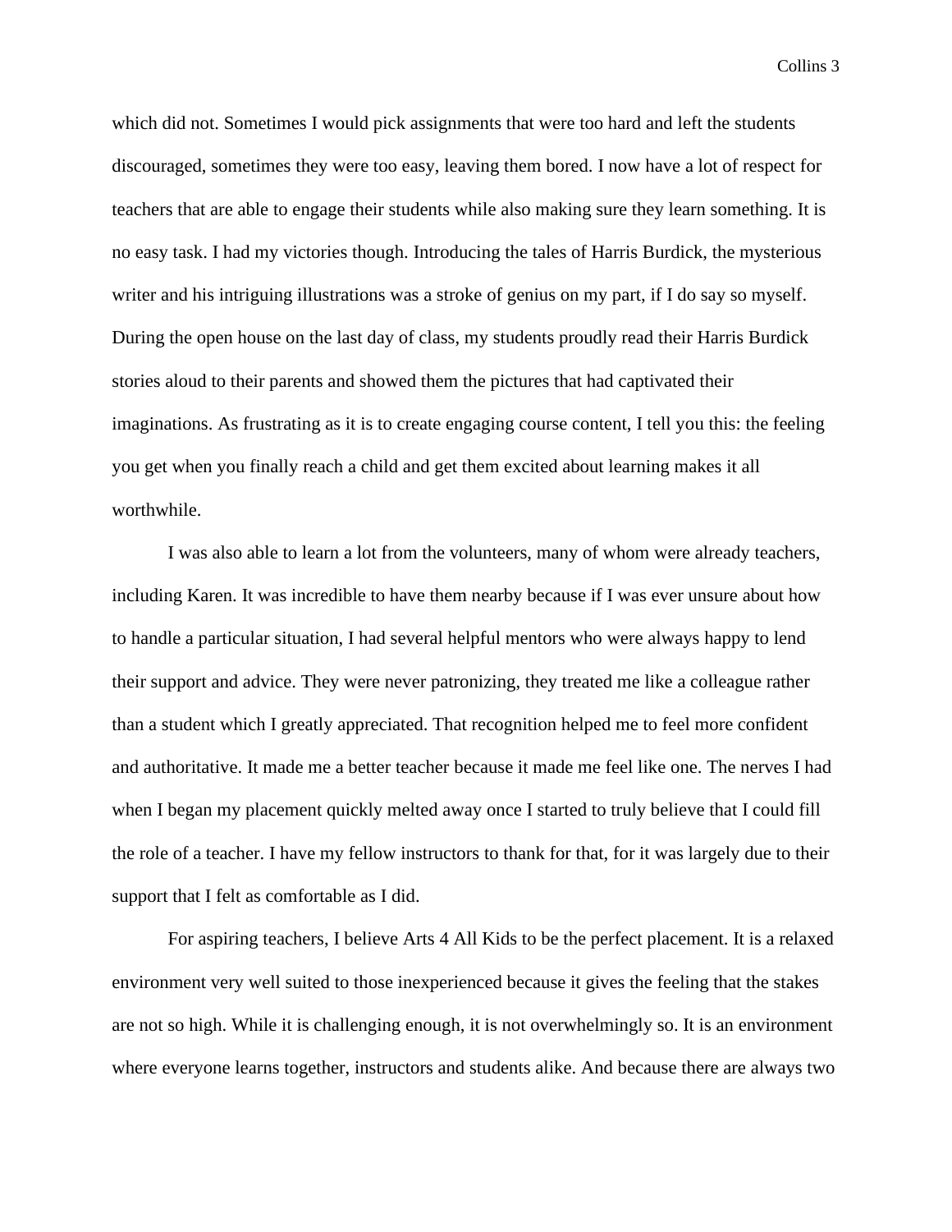which did not. Sometimes I would pick assignments that were too hard and left the students discouraged, sometimes they were too easy, leaving them bored. I now have a lot of respect for teachers that are able to engage their students while also making sure they learn something. It is no easy task. I had my victories though. Introducing the tales of Harris Burdick, the mysterious writer and his intriguing illustrations was a stroke of genius on my part, if I do say so myself. During the open house on the last day of class, my students proudly read their Harris Burdick stories aloud to their parents and showed them the pictures that had captivated their imaginations. As frustrating as it is to create engaging course content, I tell you this: the feeling you get when you finally reach a child and get them excited about learning makes it all worthwhile.

I was also able to learn a lot from the volunteers, many of whom were already teachers, including Karen. It was incredible to have them nearby because if I was ever unsure about how to handle a particular situation, I had several helpful mentors who were always happy to lend their support and advice. They were never patronizing, they treated me like a colleague rather than a student which I greatly appreciated. That recognition helped me to feel more confident and authoritative. It made me a better teacher because it made me feel like one. The nerves I had when I began my placement quickly melted away once I started to truly believe that I could fill the role of a teacher. I have my fellow instructors to thank for that, for it was largely due to their support that I felt as comfortable as I did.

For aspiring teachers, I believe Arts 4 All Kids to be the perfect placement. It is a relaxed environment very well suited to those inexperienced because it gives the feeling that the stakes are not so high. While it is challenging enough, it is not overwhelmingly so. It is an environment where everyone learns together, instructors and students alike. And because there are always two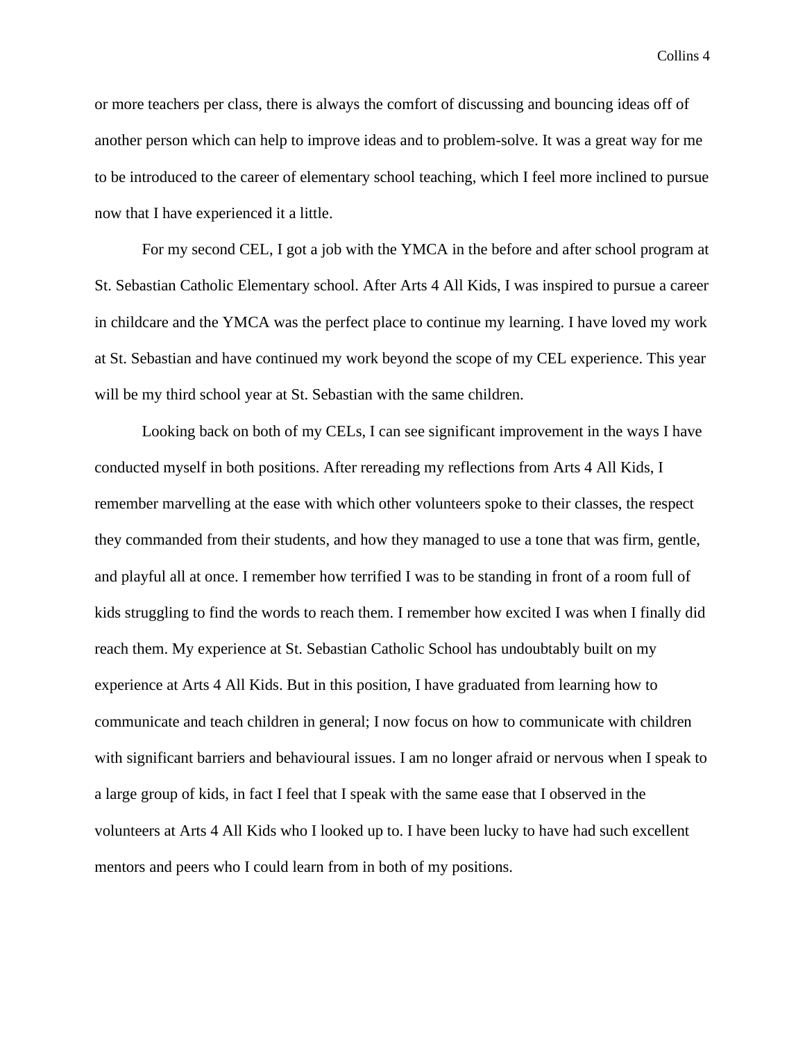or more teachers per class, there is always the comfort of discussing and bouncing ideas off of another person which can help to improve ideas and to problem-solve. It was a great way for me to be introduced to the career of elementary school teaching, which I feel more inclined to pursue now that I have experienced it a little.

For my second CEL, I got a job with the YMCA in the before and after school program at St. Sebastian Catholic Elementary school. After Arts 4 All Kids, I was inspired to pursue a career in childcare and the YMCA was the perfect place to continue my learning. I have loved my work at St. Sebastian and have continued my work beyond the scope of my CEL experience. This year will be my third school year at St. Sebastian with the same children.

Looking back on both of my CELs, I can see significant improvement in the ways I have conducted myself in both positions. After rereading my reflections from Arts 4 All Kids, I remember marvelling at the ease with which other volunteers spoke to their classes, the respect they commanded from their students, and how they managed to use a tone that was firm, gentle, and playful all at once. I remember how terrified I was to be standing in front of a room full of kids struggling to find the words to reach them. I remember how excited I was when I finally did reach them. My experience at St. Sebastian Catholic School has undoubtably built on my experience at Arts 4 All Kids. But in this position, I have graduated from learning how to communicate and teach children in general; I now focus on how to communicate with children with significant barriers and behavioural issues. I am no longer afraid or nervous when I speak to a large group of kids, in fact I feel that I speak with the same ease that I observed in the volunteers at Arts 4 All Kids who I looked up to. I have been lucky to have had such excellent mentors and peers who I could learn from in both of my positions.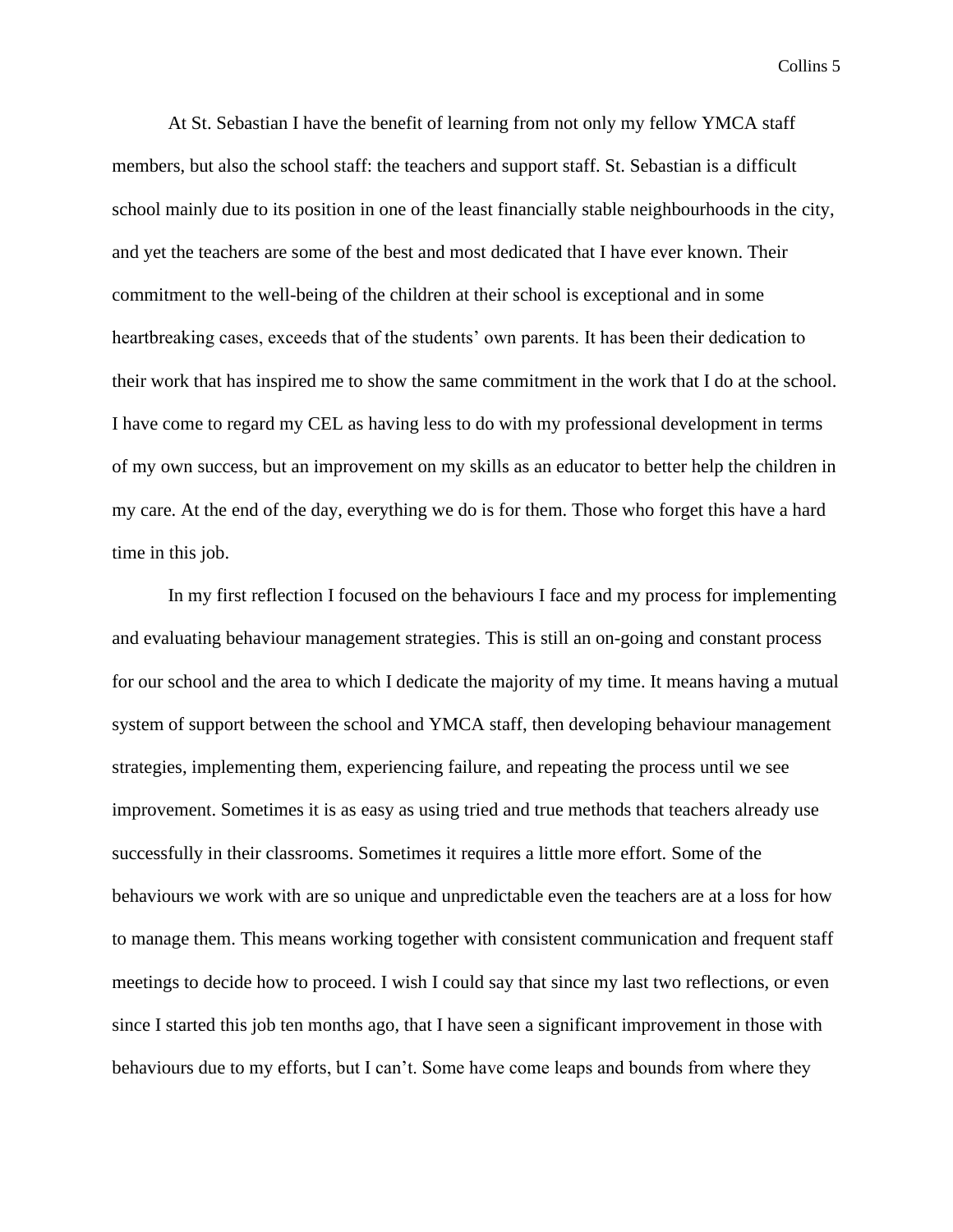At St. Sebastian I have the benefit of learning from not only my fellow YMCA staff members, but also the school staff: the teachers and support staff. St. Sebastian is a difficult school mainly due to its position in one of the least financially stable neighbourhoods in the city, and yet the teachers are some of the best and most dedicated that I have ever known. Their commitment to the well-being of the children at their school is exceptional and in some heartbreaking cases, exceeds that of the students' own parents. It has been their dedication to their work that has inspired me to show the same commitment in the work that I do at the school. I have come to regard my CEL as having less to do with my professional development in terms of my own success, but an improvement on my skills as an educator to better help the children in my care. At the end of the day, everything we do is for them. Those who forget this have a hard time in this job.

In my first reflection I focused on the behaviours I face and my process for implementing and evaluating behaviour management strategies. This is still an on-going and constant process for our school and the area to which I dedicate the majority of my time. It means having a mutual system of support between the school and YMCA staff, then developing behaviour management strategies, implementing them, experiencing failure, and repeating the process until we see improvement. Sometimes it is as easy as using tried and true methods that teachers already use successfully in their classrooms. Sometimes it requires a little more effort. Some of the behaviours we work with are so unique and unpredictable even the teachers are at a loss for how to manage them. This means working together with consistent communication and frequent staff meetings to decide how to proceed. I wish I could say that since my last two reflections, or even since I started this job ten months ago, that I have seen a significant improvement in those with behaviours due to my efforts, but I can't. Some have come leaps and bounds from where they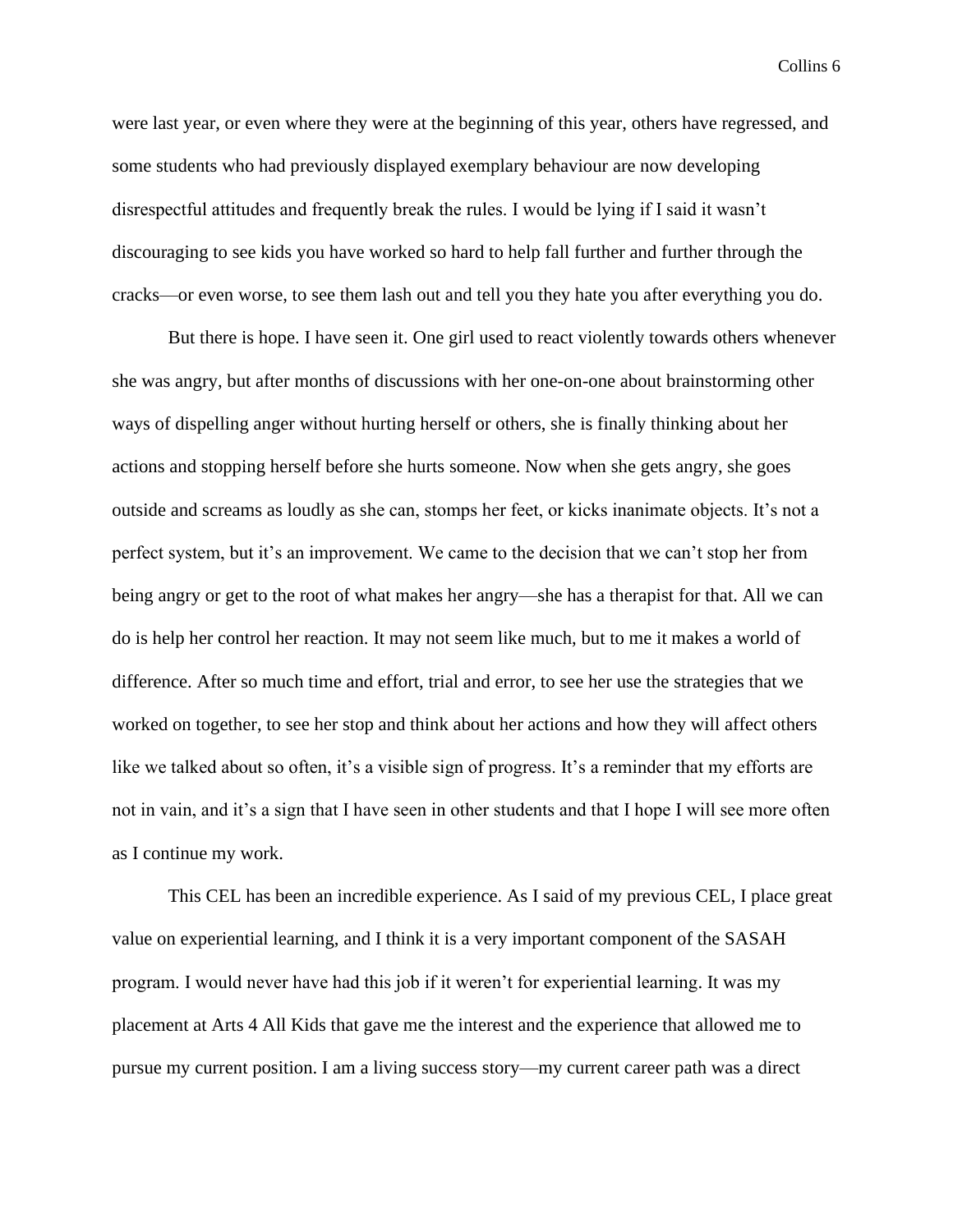were last year, or even where they were at the beginning of this year, others have regressed, and some students who had previously displayed exemplary behaviour are now developing disrespectful attitudes and frequently break the rules. I would be lying if I said it wasn't discouraging to see kids you have worked so hard to help fall further and further through the cracks—or even worse, to see them lash out and tell you they hate you after everything you do.

But there is hope. I have seen it. One girl used to react violently towards others whenever she was angry, but after months of discussions with her one-on-one about brainstorming other ways of dispelling anger without hurting herself or others, she is finally thinking about her actions and stopping herself before she hurts someone. Now when she gets angry, she goes outside and screams as loudly as she can, stomps her feet, or kicks inanimate objects. It's not a perfect system, but it's an improvement. We came to the decision that we can't stop her from being angry or get to the root of what makes her angry—she has a therapist for that. All we can do is help her control her reaction. It may not seem like much, but to me it makes a world of difference. After so much time and effort, trial and error, to see her use the strategies that we worked on together, to see her stop and think about her actions and how they will affect others like we talked about so often, it's a visible sign of progress. It's a reminder that my efforts are not in vain, and it's a sign that I have seen in other students and that I hope I will see more often as I continue my work.

This CEL has been an incredible experience. As I said of my previous CEL, I place great value on experiential learning, and I think it is a very important component of the SASAH program. I would never have had this job if it weren't for experiential learning. It was my placement at Arts 4 All Kids that gave me the interest and the experience that allowed me to pursue my current position. I am a living success story—my current career path was a direct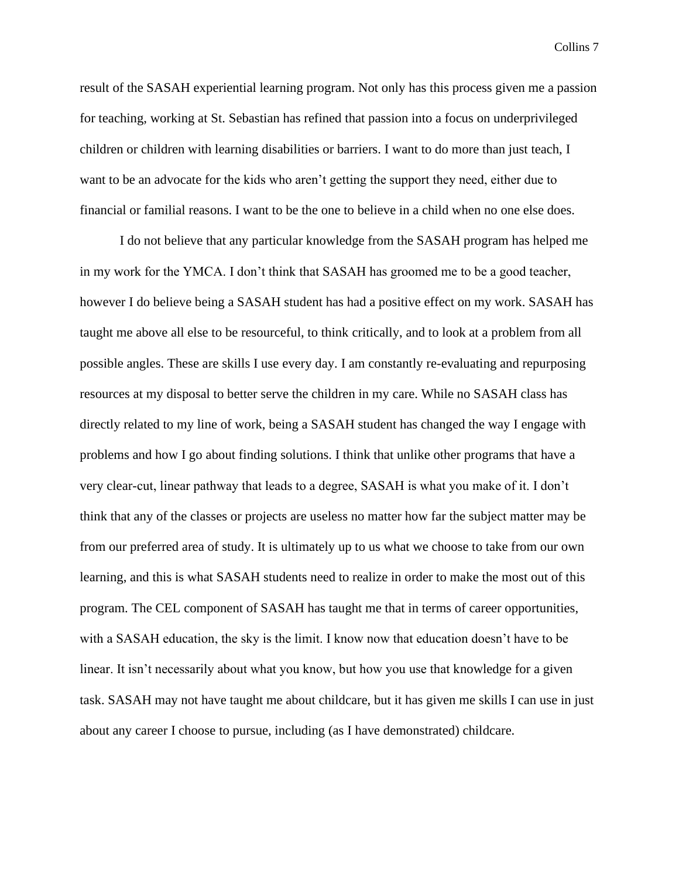result of the SASAH experiential learning program. Not only has this process given me a passion for teaching, working at St. Sebastian has refined that passion into a focus on underprivileged children or children with learning disabilities or barriers. I want to do more than just teach, I want to be an advocate for the kids who aren't getting the support they need, either due to financial or familial reasons. I want to be the one to believe in a child when no one else does.

I do not believe that any particular knowledge from the SASAH program has helped me in my work for the YMCA. I don't think that SASAH has groomed me to be a good teacher, however I do believe being a SASAH student has had a positive effect on my work. SASAH has taught me above all else to be resourceful, to think critically, and to look at a problem from all possible angles. These are skills I use every day. I am constantly re-evaluating and repurposing resources at my disposal to better serve the children in my care. While no SASAH class has directly related to my line of work, being a SASAH student has changed the way I engage with problems and how I go about finding solutions. I think that unlike other programs that have a very clear-cut, linear pathway that leads to a degree, SASAH is what you make of it. I don't think that any of the classes or projects are useless no matter how far the subject matter may be from our preferred area of study. It is ultimately up to us what we choose to take from our own learning, and this is what SASAH students need to realize in order to make the most out of this program. The CEL component of SASAH has taught me that in terms of career opportunities, with a SASAH education, the sky is the limit. I know now that education doesn't have to be linear. It isn't necessarily about what you know, but how you use that knowledge for a given task. SASAH may not have taught me about childcare, but it has given me skills I can use in just about any career I choose to pursue, including (as I have demonstrated) childcare.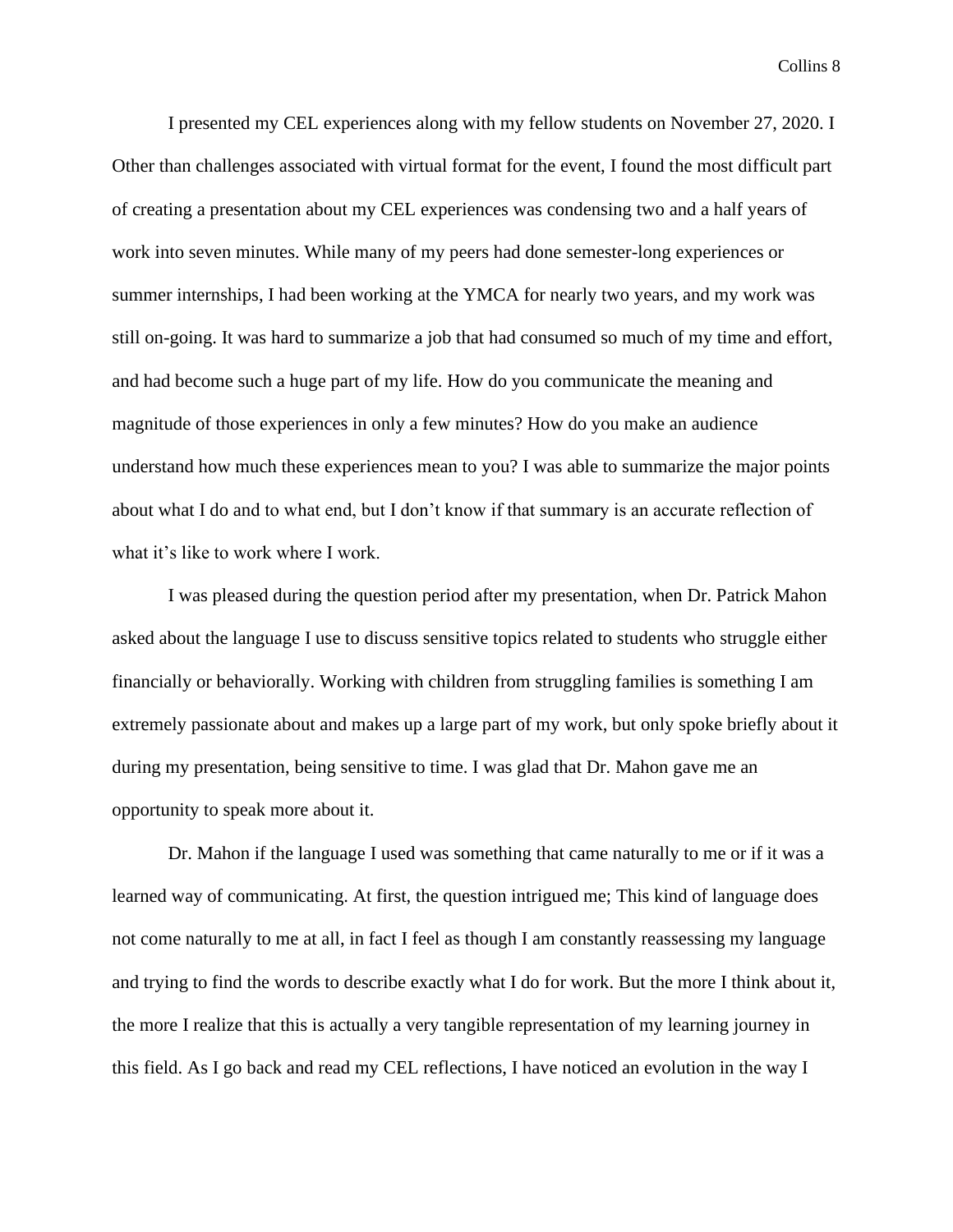I presented my CEL experiences along with my fellow students on November 27, 2020. I Other than challenges associated with virtual format for the event, I found the most difficult part of creating a presentation about my CEL experiences was condensing two and a half years of work into seven minutes. While many of my peers had done semester-long experiences or summer internships, I had been working at the YMCA for nearly two years, and my work was still on-going. It was hard to summarize a job that had consumed so much of my time and effort, and had become such a huge part of my life. How do you communicate the meaning and magnitude of those experiences in only a few minutes? How do you make an audience understand how much these experiences mean to you? I was able to summarize the major points about what I do and to what end, but I don't know if that summary is an accurate reflection of what it's like to work where I work.

I was pleased during the question period after my presentation, when Dr. Patrick Mahon asked about the language I use to discuss sensitive topics related to students who struggle either financially or behaviorally. Working with children from struggling families is something I am extremely passionate about and makes up a large part of my work, but only spoke briefly about it during my presentation, being sensitive to time. I was glad that Dr. Mahon gave me an opportunity to speak more about it.

Dr. Mahon if the language I used was something that came naturally to me or if it was a learned way of communicating. At first, the question intrigued me; This kind of language does not come naturally to me at all, in fact I feel as though I am constantly reassessing my language and trying to find the words to describe exactly what I do for work. But the more I think about it, the more I realize that this is actually a very tangible representation of my learning journey in this field. As I go back and read my CEL reflections, I have noticed an evolution in the way I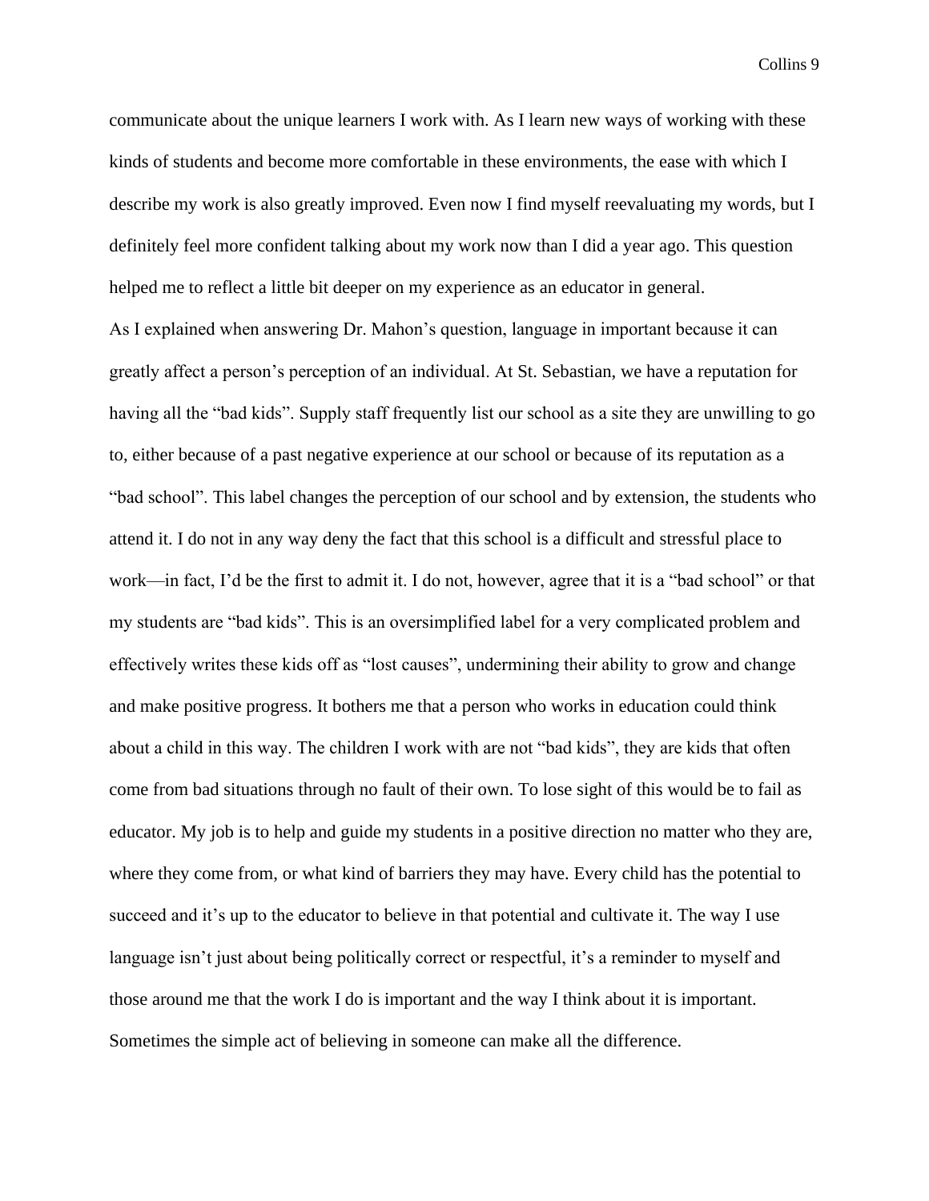communicate about the unique learners I work with. As I learn new ways of working with these kinds of students and become more comfortable in these environments, the ease with which I describe my work is also greatly improved. Even now I find myself reevaluating my words, but I definitely feel more confident talking about my work now than I did a year ago. This question helped me to reflect a little bit deeper on my experience as an educator in general.

As I explained when answering Dr. Mahon's question, language in important because it can greatly affect a person's perception of an individual. At St. Sebastian, we have a reputation for having all the "bad kids". Supply staff frequently list our school as a site they are unwilling to go to, either because of a past negative experience at our school or because of its reputation as a "bad school". This label changes the perception of our school and by extension, the students who attend it. I do not in any way deny the fact that this school is a difficult and stressful place to work—in fact, I'd be the first to admit it. I do not, however, agree that it is a "bad school" or that my students are "bad kids". This is an oversimplified label for a very complicated problem and effectively writes these kids off as "lost causes", undermining their ability to grow and change and make positive progress. It bothers me that a person who works in education could think about a child in this way. The children I work with are not "bad kids", they are kids that often come from bad situations through no fault of their own. To lose sight of this would be to fail as educator. My job is to help and guide my students in a positive direction no matter who they are, where they come from, or what kind of barriers they may have. Every child has the potential to succeed and it's up to the educator to believe in that potential and cultivate it. The way I use language isn't just about being politically correct or respectful, it's a reminder to myself and those around me that the work I do is important and the way I think about it is important. Sometimes the simple act of believing in someone can make all the difference.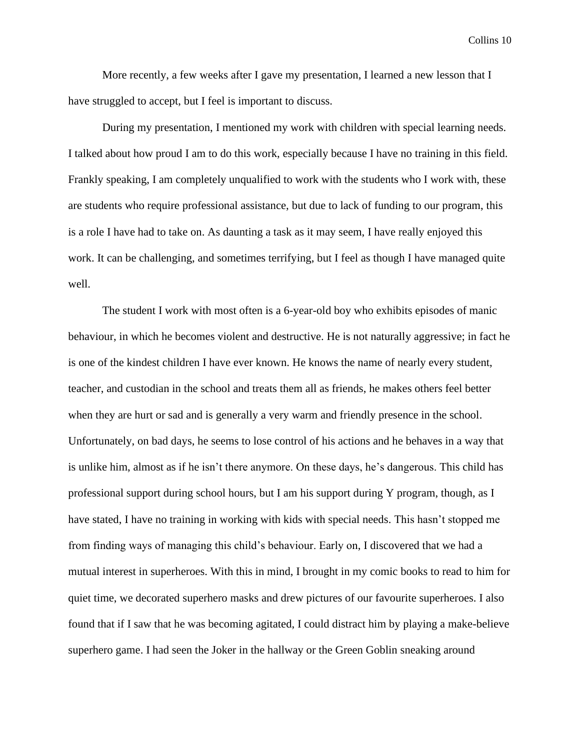More recently, a few weeks after I gave my presentation, I learned a new lesson that I have struggled to accept, but I feel is important to discuss.

During my presentation, I mentioned my work with children with special learning needs. I talked about how proud I am to do this work, especially because I have no training in this field. Frankly speaking, I am completely unqualified to work with the students who I work with, these are students who require professional assistance, but due to lack of funding to our program, this is a role I have had to take on. As daunting a task as it may seem, I have really enjoyed this work. It can be challenging, and sometimes terrifying, but I feel as though I have managed quite well.

The student I work with most often is a 6-year-old boy who exhibits episodes of manic behaviour, in which he becomes violent and destructive. He is not naturally aggressive; in fact he is one of the kindest children I have ever known. He knows the name of nearly every student, teacher, and custodian in the school and treats them all as friends, he makes others feel better when they are hurt or sad and is generally a very warm and friendly presence in the school. Unfortunately, on bad days, he seems to lose control of his actions and he behaves in a way that is unlike him, almost as if he isn't there anymore. On these days, he's dangerous. This child has professional support during school hours, but I am his support during Y program, though, as I have stated, I have no training in working with kids with special needs. This hasn't stopped me from finding ways of managing this child's behaviour. Early on, I discovered that we had a mutual interest in superheroes. With this in mind, I brought in my comic books to read to him for quiet time, we decorated superhero masks and drew pictures of our favourite superheroes. I also found that if I saw that he was becoming agitated, I could distract him by playing a make-believe superhero game. I had seen the Joker in the hallway or the Green Goblin sneaking around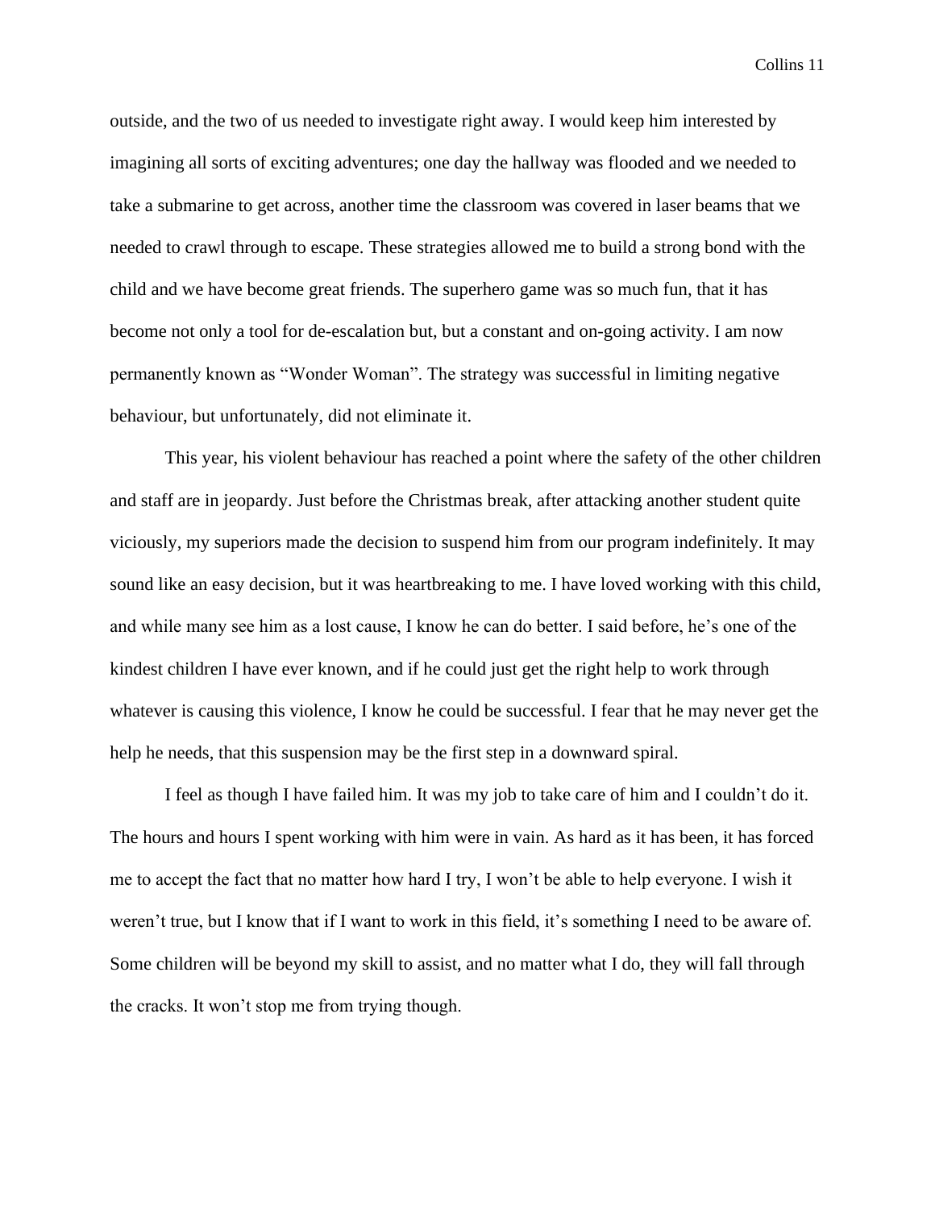outside, and the two of us needed to investigate right away. I would keep him interested by imagining all sorts of exciting adventures; one day the hallway was flooded and we needed to take a submarine to get across, another time the classroom was covered in laser beams that we needed to crawl through to escape. These strategies allowed me to build a strong bond with the child and we have become great friends. The superhero game was so much fun, that it has become not only a tool for de-escalation but, but a constant and on-going activity. I am now permanently known as "Wonder Woman". The strategy was successful in limiting negative behaviour, but unfortunately, did not eliminate it.

This year, his violent behaviour has reached a point where the safety of the other children and staff are in jeopardy. Just before the Christmas break, after attacking another student quite viciously, my superiors made the decision to suspend him from our program indefinitely. It may sound like an easy decision, but it was heartbreaking to me. I have loved working with this child, and while many see him as a lost cause, I know he can do better. I said before, he's one of the kindest children I have ever known, and if he could just get the right help to work through whatever is causing this violence, I know he could be successful. I fear that he may never get the help he needs, that this suspension may be the first step in a downward spiral.

I feel as though I have failed him. It was my job to take care of him and I couldn't do it. The hours and hours I spent working with him were in vain. As hard as it has been, it has forced me to accept the fact that no matter how hard I try, I won't be able to help everyone. I wish it weren't true, but I know that if I want to work in this field, it's something I need to be aware of. Some children will be beyond my skill to assist, and no matter what I do, they will fall through the cracks. It won't stop me from trying though.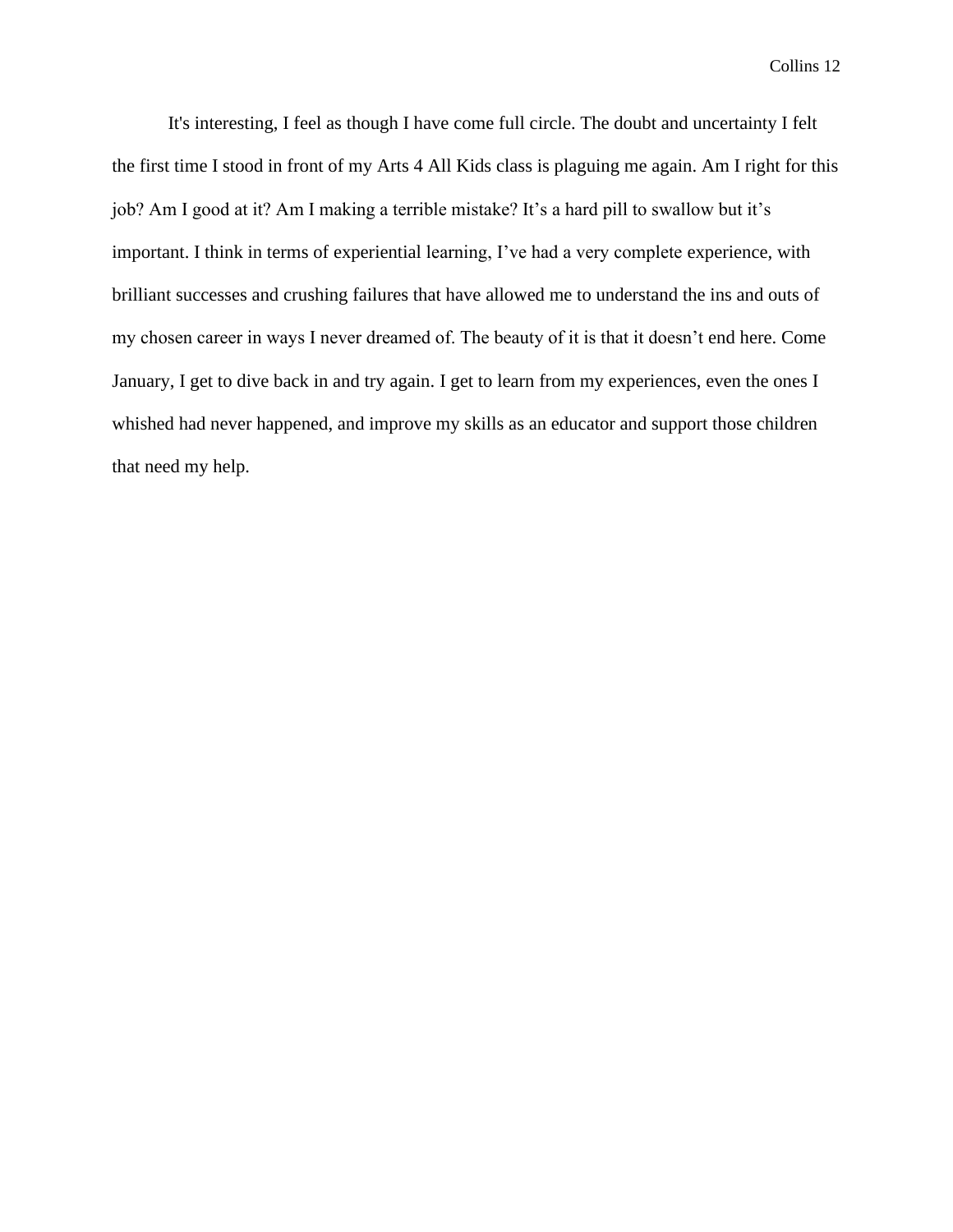It's interesting, I feel as though I have come full circle. The doubt and uncertainty I felt the first time I stood in front of my Arts 4 All Kids class is plaguing me again. Am I right for this job? Am I good at it? Am I making a terrible mistake? It's a hard pill to swallow but it's important. I think in terms of experiential learning, I've had a very complete experience, with brilliant successes and crushing failures that have allowed me to understand the ins and outs of my chosen career in ways I never dreamed of. The beauty of it is that it doesn't end here. Come January, I get to dive back in and try again. I get to learn from my experiences, even the ones I whished had never happened, and improve my skills as an educator and support those children that need my help.